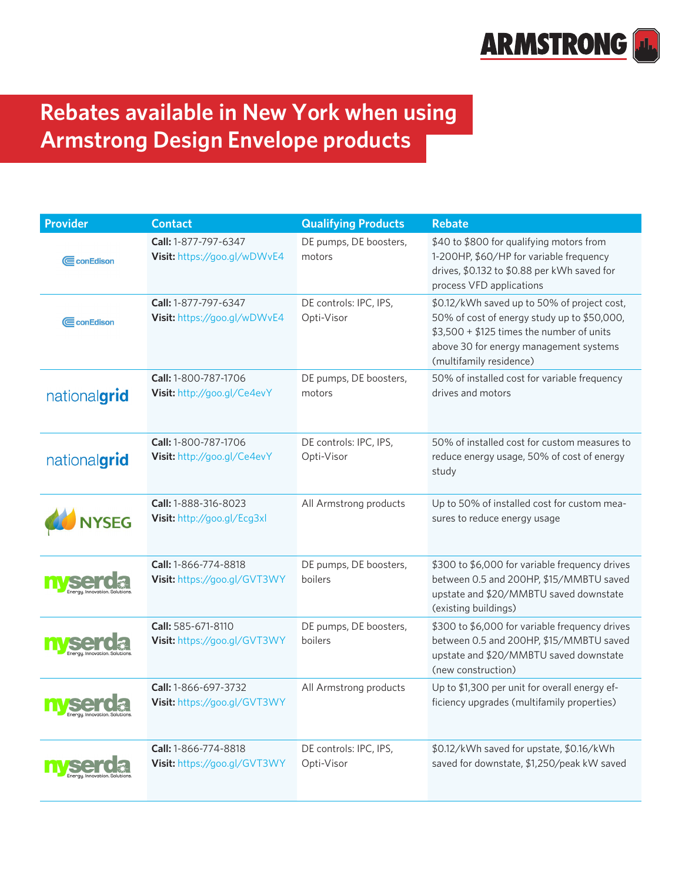# Rebates available in New York when using Armstrong Design Envelope products

| Provider | Contact | Qualifying Products | Rebate |
|---|---|---|---|
| conEdison | **Call:** 1-877-797-6347 **Visit:** https://goo.gl/wDWvE4 | DE pumps, DE boosters, motors | $40 to $800 for qualifying motors from 1-200HP, $60/HP for variable frequency drives, $0.132 to $0.88 per kWh saved for process VFD applications |
| conEdison | **Call:** 1-877-797-6347 **Visit:** https://goo.gl/wDWvE4 | DE controls: IPC, IPS, Opti-Visor | $0.12/kWh saved up to 50% of project cost, 50% of cost of energy study up to $50,000, $3,500 + $125 times the number of units above 30 for energy management systems (multifamily residence) |
| nationalgrid | **Call:** 1-800-787-1706 **Visit:** http://goo.gl/Ce4evY | DE pumps, DE boosters, motors | 50% of installed cost for variable frequency drives and motors |
| nationalgrid | **Call:** 1-800-787-1706 **Visit:** http://goo.gl/Ce4evY | DE controls: IPC, IPS, Opti-Visor | 50% of installed cost for custom measures to reduce energy usage, 50% of cost of energy study |
| NYSEG | **Call:** 1-888-316-8023 **Visit:** http://goo.gl/Ecg3xl | All Armstrong products | Up to 50% of installed cost for custom measures to reduce energy usage |
| nyserda | **Call:** 1-866-774-8818 **Visit:** https://goo.gl/GVT3WY | DE pumps, DE boosters, boilers | $300 to $6,000 for variable frequency drives between 0.5 and 200HP, $15/MMBTU saved upstate and $20/MMBTU saved downstate (existing buildings) |
| nyserda | **Call:** 585-671-8110 **Visit:** https://goo.gl/GVT3WY | DE pumps, DE boosters, boilers | $300 to $6,000 for variable frequency drives between 0.5 and 200HP, $15/MMBTU saved upstate and $20/MMBTU saved downstate (new construction) |
| nyserda | **Call:** 1-866-697-3732 **Visit:** https://goo.gl/GVT3WY | All Armstrong products | Up to $1,300 per unit for overall energy efficiency upgrades (multifamily properties) |
| nyserda | **Call:** 1-866-774-8818 **Visit:** https://goo.gl/GVT3WY | DE controls: IPC, IPS, Opti-Visor | $0.12/kWh saved for upstate, $0.16/kWh saved for downstate, $1,250/peak kW saved |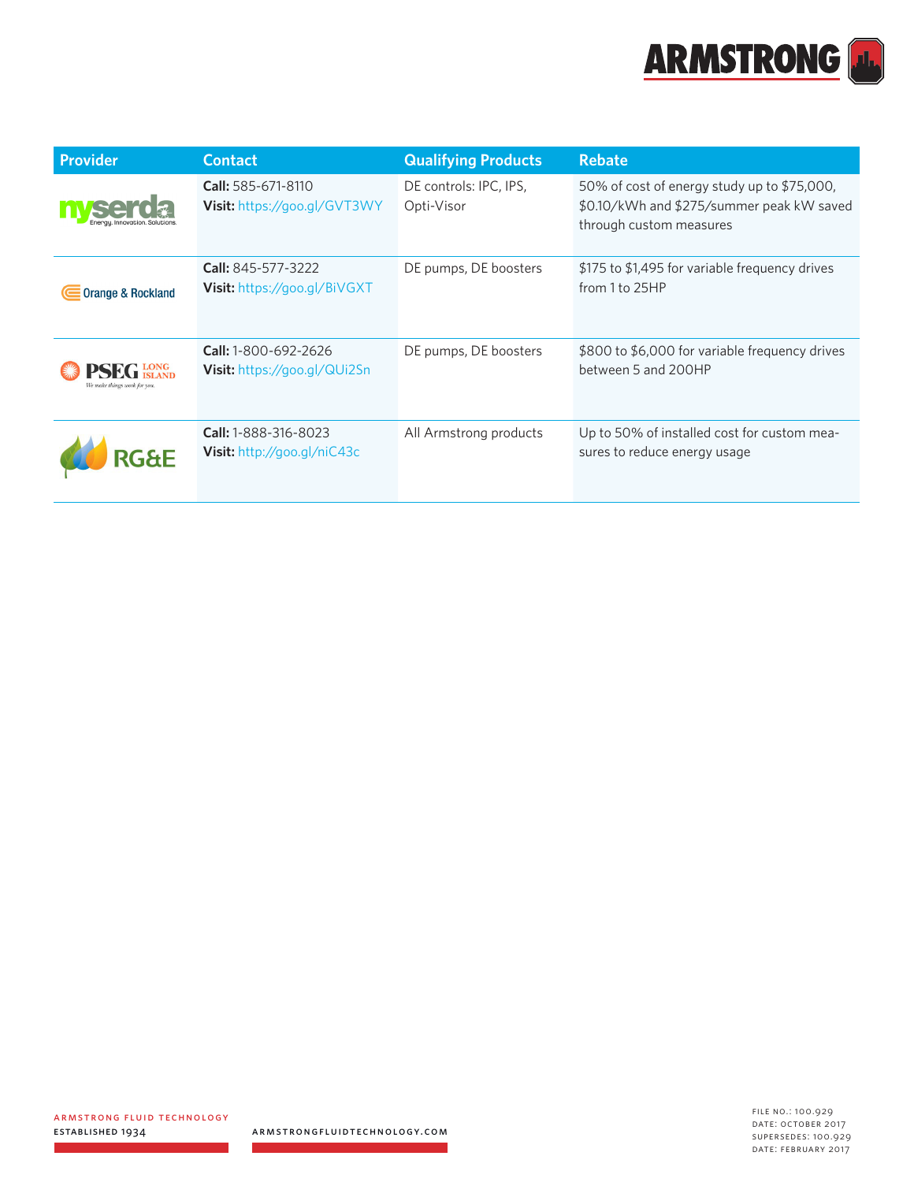| Provider | Contact | Qualifying Products | Rebate |
|---|---|---|---|
| nyserda | **Call:** 585-671-8110<br>**Visit:** https://goo.gl/GVT3WY | DE controls: IPC, IPS, Opti-Visor | 50% of cost of energy study up to $75,000, $0.10/kWh and $275/summer peak kW saved through custom measures |
| Orange & Rockland | **Call:** 845-577-3222<br>**Visit:** https://goo.gl/BiVGXT | DE pumps, DE boosters | $175 to $1,495 for variable frequency drives from 1 to 25HP |
| PSEG Long Island | **Call:** 1-800-692-2626<br>**Visit:** https://goo.gl/QUi2Sn | DE pumps, DE boosters | $800 to $6,000 for variable frequency drives between 5 and 200HP |
| RG&E | **Call:** 1-888-316-8023<br>**Visit:** http://goo.gl/niC43c | All Armstrong products | Up to 50% of installed cost for custom measures to reduce energy usage |

ARMSTRONG FLUID TECHNOLOGY
ESTABLISHED 1934

ARMSTRONGFLUIDTECHNOLOGY.COM

FILE NO.: 100.929
DATE: OCTOBER 2017
SUPERSEDES: 100.929
DATE: FEBRUARY 2017